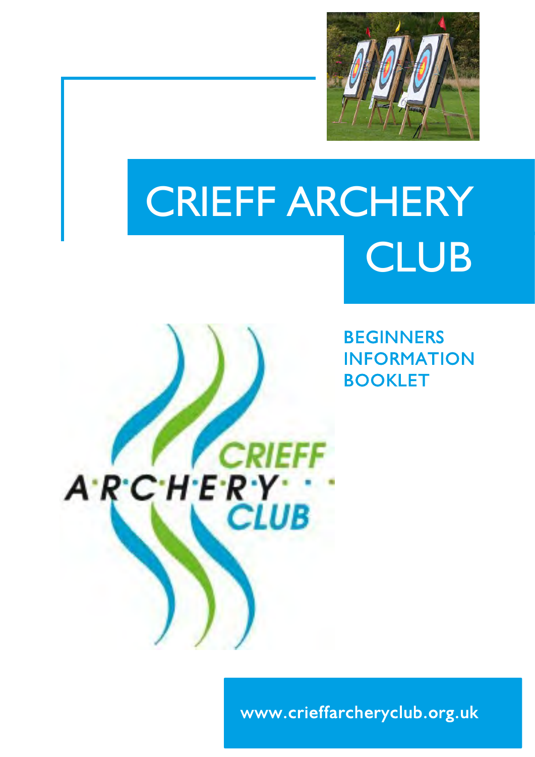# CRIEFF ARCHERY CLUB

## BEGINNERS INFORMATION BOOKLET

www.crieffarcheryclub.org.uk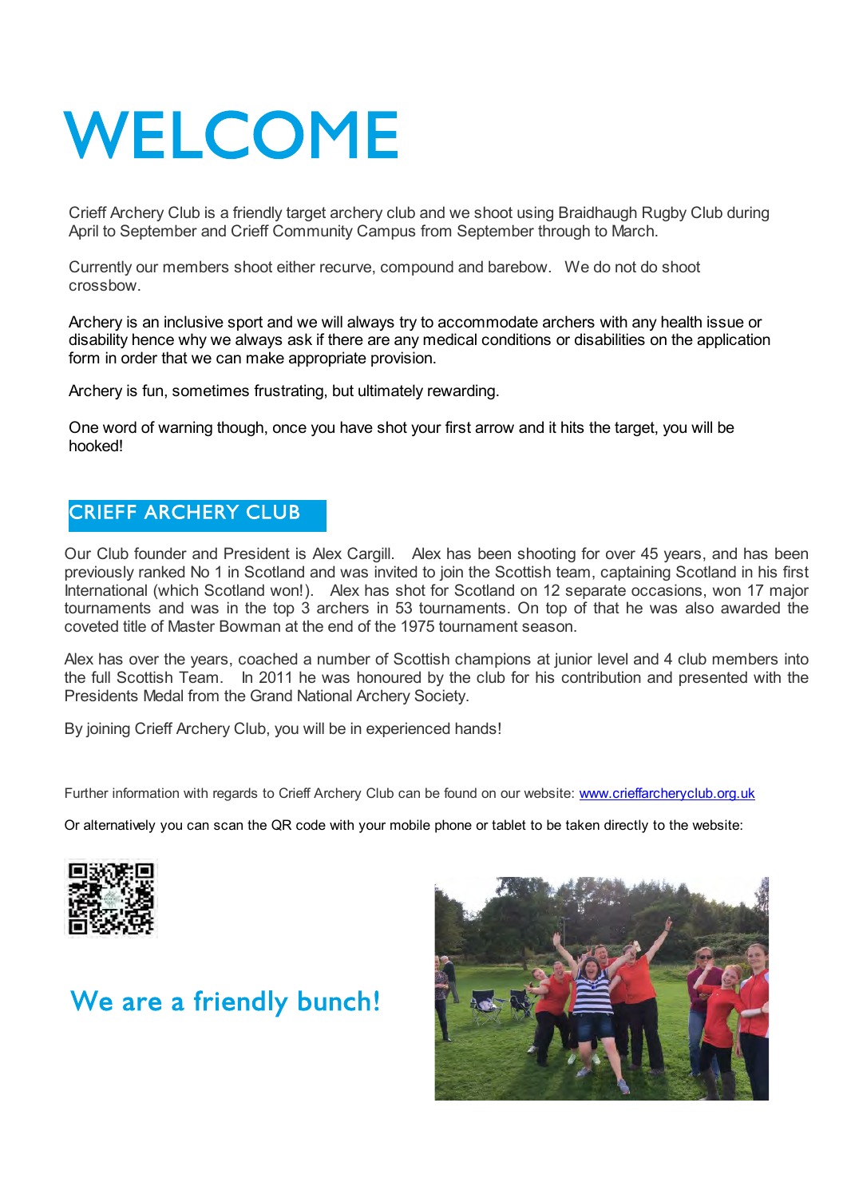# WELCOME

Crieff Archery Club is a friendly target archery club and we shoot using Braidhaugh Rugby Club during April to September and Crieff Community Campus from September through to March.

Currently our members shoot either recurve, compound and barebow. We do not do shoot crossbow.

Archery is an inclusive sport and we will always try to accommodate archers with any health issue or disability hence why we always ask if there are any medical conditions or disabilities on the application form in order that we can make appropriate provision.

Archery is fun, sometimes frustrating, but ultimately rewarding.

One word of warning though, once you have shot your first arrow and it hits the target, you will be hooked!

## CRIEFF ARCHERY CLUB

Our Club founder and President is Alex Cargill. Alex has been shooting for over 45 years, and has been previously ranked No 1 in Scotland and was invited to join the Scottish team, captaining Scotland in his first International (which Scotland won!). Alex has shot for Scotland on 12 separate occasions, won 17 major tournaments and was in the top 3 archers in 53 tournaments. On top of that he was also awarded the coveted title of Master Bowman at the end of the 1975 tournament season.

Alex has over the years, coached a number of Scottish champions at junior level and 4 club members into the full Scottish Team. In 2011 he was honoured by the club for his contribution and presented with the Presidents Medal from the Grand National Archery Society.

By joining Crieff Archery Club, you will be in experienced hands!

Further information with regards to Crieff Archery Club can be found on our website: [www.crieffarcheryclub.org.uk](http://www.crieffarcheryclub.org.uk)

Or alternatively you can scan the QR code with your mobile phone or tablet to be taken directly to the website:

## We are a friendly bunch!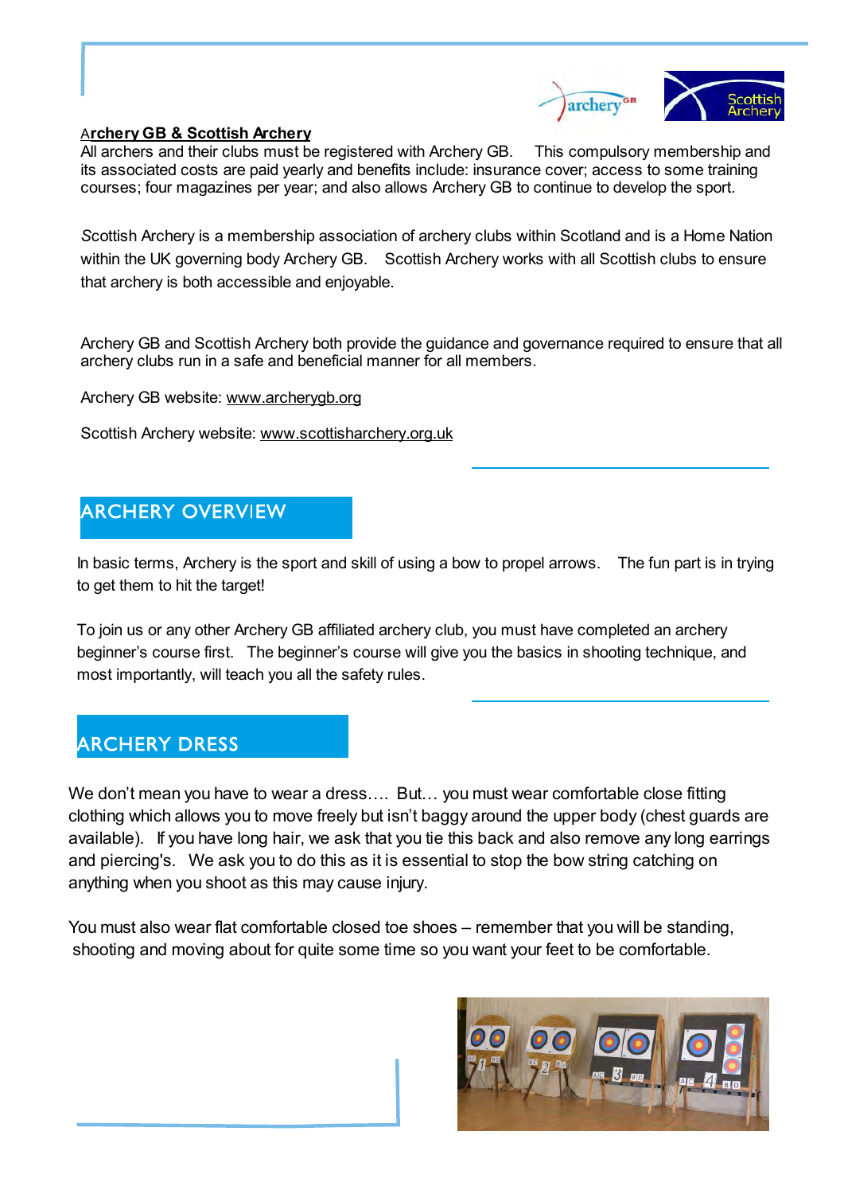**Archery GB & Scottish Archery**

All archers and their clubs must be registered with Archery GB. This compulsory membership and its associated costs are paid yearly and benefits include: insurance cover; access to some training courses; four magazines per year; and also allows Archery GB to continue to develop the sport.

Scottish Archery is a membership association of archery clubs within Scotland and is a Home Nation within the UK governing body Archery GB. Scottish Archery works with all Scottish clubs to ensure that archery is both accessible and enjoyable.

Archery GB and Scottish Archery both provide the guidance and governance required to ensure that all archery clubs run in a safe and beneficial manner for all members.

Archery GB website: www.archerygb.org

Scottish Archery website: www.scottisharchery.org.uk

## ARCHERY OVERVIEW

In basic terms, Archery is the sport and skill of using a bow to propel arrows. The fun part is in trying to get them to hit the target!

To join us or any other Archery GB affiliated archery club, you must have completed an archery beginner's course first. The beginner's course will give you the basics in shooting technique, and most importantly, will teach you all the safety rules.

## ARCHERY DRESS

We don't mean you have to wear a dress…. But… you must wear comfortable close fitting clothing which allows you to move freely but isn't baggy around the upper body (chest guards are available). If you have long hair, we ask that you tie this back and also remove any long earrings and piercing's. We ask you to do this as it is essential to stop the bow string catching on anything when you shoot as this may cause injury.

You must also wear flat comfortable closed toe shoes – remember that you will be standing, shooting and moving about for quite some time so you want your feet to be comfortable.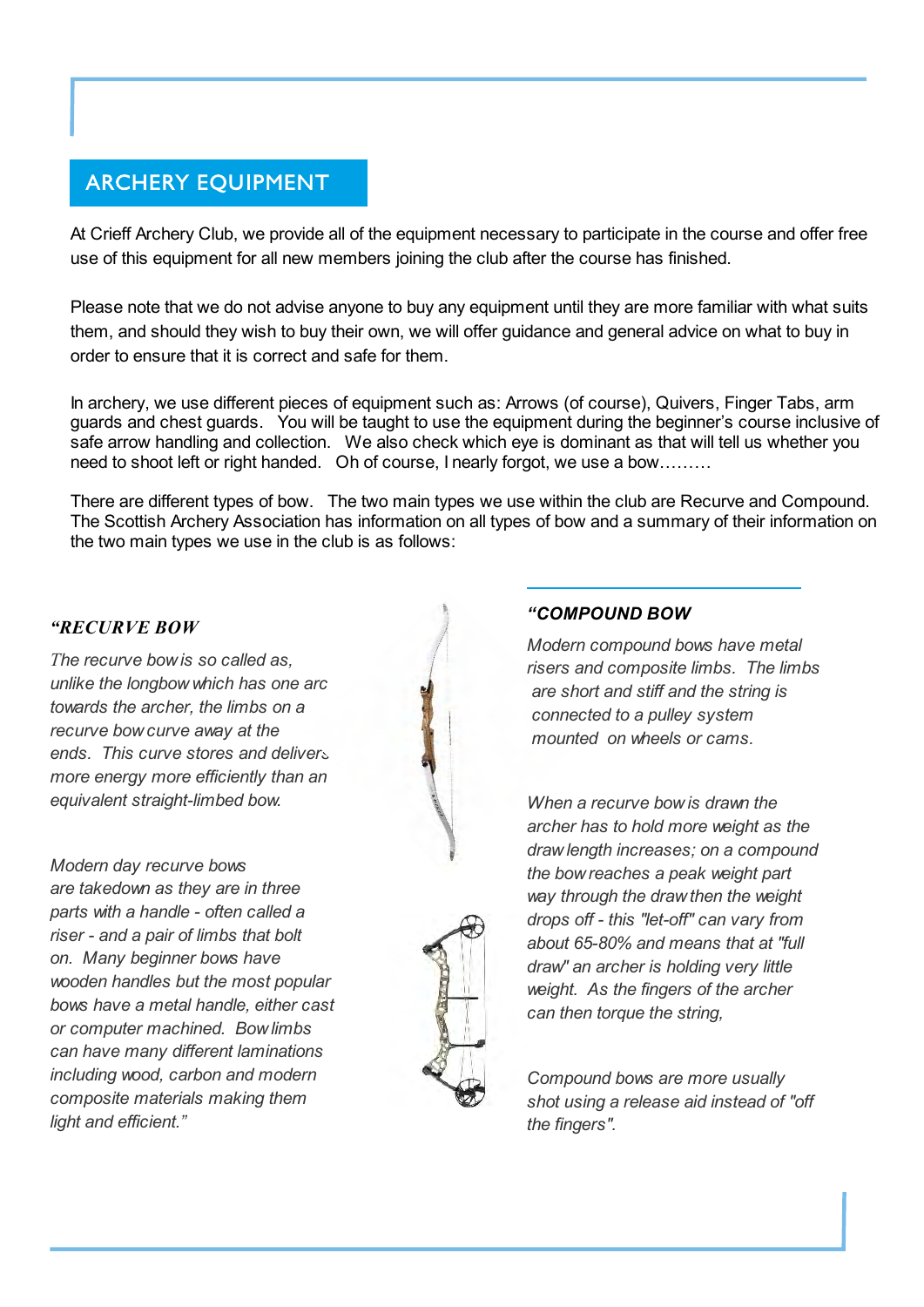## ARCHERY EQUIPMENT

At Crieff Archery Club, we provide all of the equipment necessary to participate in the course and offer free use of this equipment for all new members joining the club after the course has finished.

Please note that we do not advise anyone to buy any equipment until they are more familiar with what suits them, and should they wish to buy their own, we will offer guidance and general advice on what to buy in order to ensure that it is correct and safe for them.

In archery, we use different pieces of equipment such as: Arrows (of course), Quivers, Finger Tabs, arm guards and chest guards. You will be taught to use the equipment during the beginner's course inclusive of safe arrow handling and collection. We also check which eye is dominant as that will tell us whether you need to shoot left or right handed. Oh of course, I nearly forgot, we use a bow………

There are different types of bow. The two main types we use within the club are Recurve and Compound. The Scottish Archery Association has information on all types of bow and a summary of their information on the two main types we use in the club is as follows:

***"RECURVE BOW***

*The recurve bow is so called as, unlike the longbow which has one arc towards the archer, the limbs on a recurve bow curve away at the ends. This curve stores and delivers more energy more efficiently than an equivalent straight-limbed bow.*

*Modern day recurve bows are takedown as they are in three parts with a handle - often called a riser - and a pair of limbs that bolt on. Many beginner bows have wooden handles but the most popular bows have a metal handle, either cast or computer machined. Bow limbs can have many different laminations including wood, carbon and modern composite materials making them light and efficient."*

***"COMPOUND BOW***

*Modern compound bows have metal risers and composite limbs. The limbs are short and stiff and the string is connected to a pulley system mounted on wheels or cams.*

*When a recurve bow is drawn the archer has to hold more weight as the draw length increases; on a compound the bow reaches a peak weight part way through the draw then the weight drops off - this "let-off" can vary from about 65-80% and means that at "full draw" an archer is holding very little weight. As the fingers of the archer can then torque the string,*

*Compound bows are more usually shot using a release aid instead of "off the fingers".*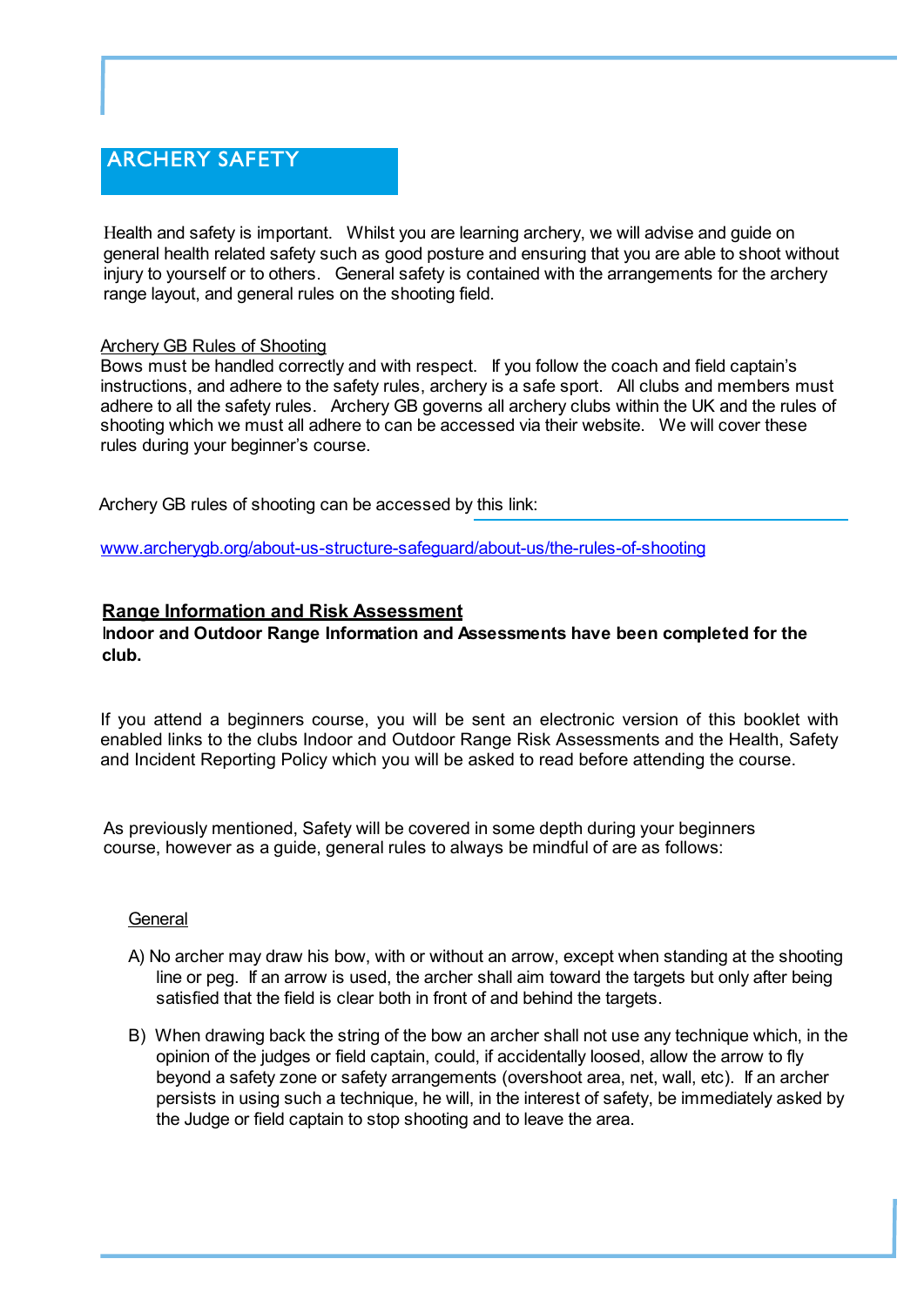## ARCHERY SAFETY

Health and safety is important. Whilst you are learning archery, we will advise and guide on general health related safety such as good posture and ensuring that you are able to shoot without injury to yourself or to others. General safety is contained with the arrangements for the archery range layout, and general rules on the shooting field.

Archery GB Rules of Shooting
Bows must be handled correctly and with respect. If you follow the coach and field captain's instructions, and adhere to the safety rules, archery is a safe sport. All clubs and members must adhere to all the safety rules. Archery GB governs all archery clubs within the UK and the rules of shooting which we must all adhere to can be accessed via their website. We will cover these rules during your beginner's course.

Archery GB rules of shooting can be accessed by this link:

www.archerygb.org/about-us-structure-safeguard/about-us/the-rules-of-shooting

**Range Information and Risk Assessment**
**Indoor and Outdoor Range Information and Assessments have been completed for the club.**

If you attend a beginners course, you will be sent an electronic version of this booklet with enabled links to the clubs Indoor and Outdoor Range Risk Assessments and the Health, Safety and Incident Reporting Policy which you will be asked to read before attending the course.

As previously mentioned, Safety will be covered in some depth during your beginners course, however as a guide, general rules to always be mindful of are as follows:

General

A) No archer may draw his bow, with or without an arrow, except when standing at the shooting line or peg. If an arrow is used, the archer shall aim toward the targets but only after being satisfied that the field is clear both in front of and behind the targets.

B) When drawing back the string of the bow an archer shall not use any technique which, in the opinion of the judges or field captain, could, if accidentally loosed, allow the arrow to fly beyond a safety zone or safety arrangements (overshoot area, net, wall, etc). If an archer persists in using such a technique, he will, in the interest of safety, be immediately asked by the Judge or field captain to stop shooting and to leave the area.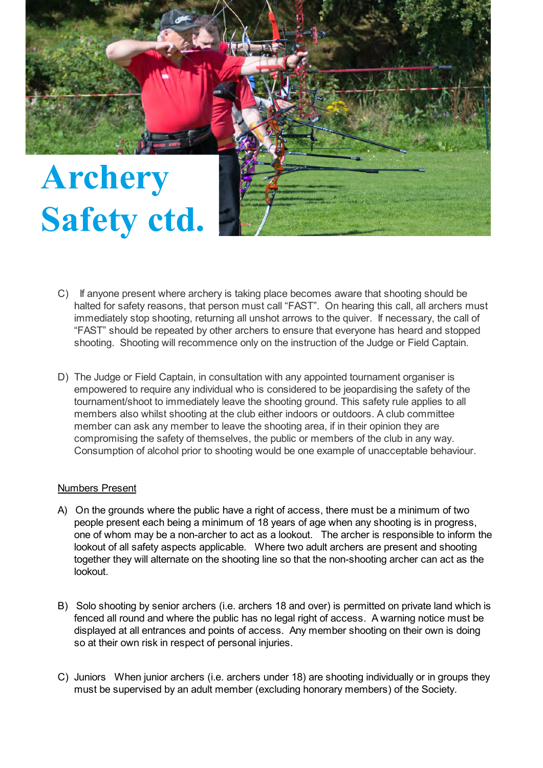# Archery Safety ctd.

C) If anyone present where archery is taking place becomes aware that shooting should be halted for safety reasons, that person must call "FAST". On hearing this call, all archers must immediately stop shooting, returning all unshot arrows to the quiver. If necessary, the call of "FAST" should be repeated by other archers to ensure that everyone has heard and stopped shooting. Shooting will recommence only on the instruction of the Judge or Field Captain.

D) The Judge or Field Captain, in consultation with any appointed tournament organiser is empowered to require any individual who is considered to be jeopardising the safety of the tournament/shoot to immediately leave the shooting ground. This safety rule applies to all members also whilst shooting at the club either indoors or outdoors. A club committee member can ask any member to leave the shooting area, if in their opinion they are compromising the safety of themselves, the public or members of the club in any way. Consumption of alcohol prior to shooting would be one example of unacceptable behaviour.

## Numbers Present

A) On the grounds where the public have a right of access, there must be a minimum of two people present each being a minimum of 18 years of age when any shooting is in progress, one of whom may be a non-archer to act as a lookout. The archer is responsible to inform the lookout of all safety aspects applicable. Where two adult archers are present and shooting together they will alternate on the shooting line so that the non-shooting archer can act as the lookout.

B) Solo shooting by senior archers (i.e. archers 18 and over) is permitted on private land which is fenced all round and where the public has no legal right of access. A warning notice must be displayed at all entrances and points of access. Any member shooting on their own is doing so at their own risk in respect of personal injuries.

C) Juniors When junior archers (i.e. archers under 18) are shooting individually or in groups they must be supervised by an adult member (excluding honorary members) of the Society.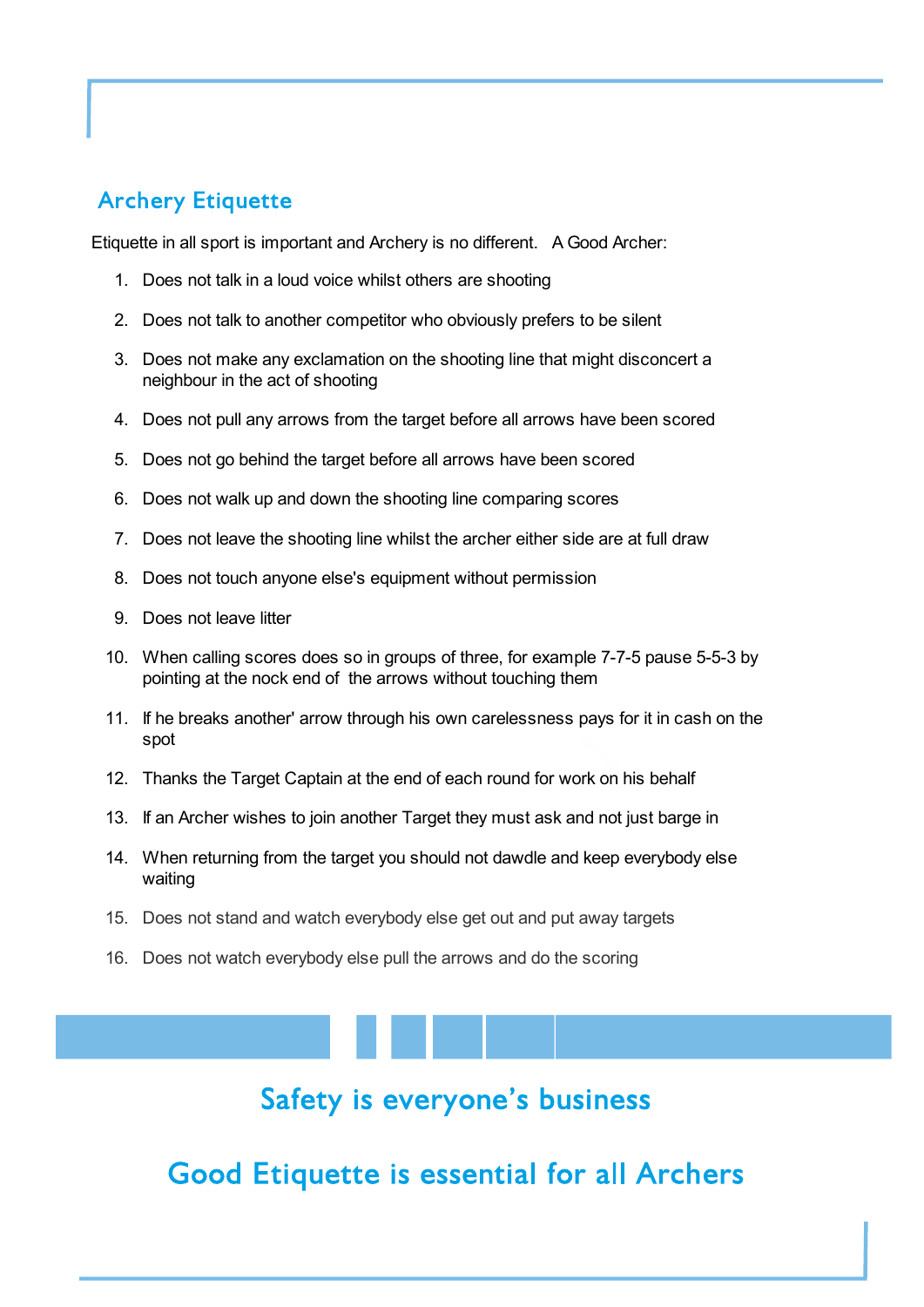## Archery Etiquette

Etiquette in all sport is important and Archery is no different. A Good Archer:

1. Does not talk in a loud voice whilst others are shooting
2. Does not talk to another competitor who obviously prefers to be silent
3. Does not make any exclamation on the shooting line that might disconcert a neighbour in the act of shooting
4. Does not pull any arrows from the target before all arrows have been scored
5. Does not go behind the target before all arrows have been scored
6. Does not walk up and down the shooting line comparing scores
7. Does not leave the shooting line whilst the archer either side are at full draw
8. Does not touch anyone else's equipment without permission
9. Does not leave litter
10. When calling scores does so in groups of three, for example 7-7-5 pause 5-5-3 by pointing at the nock end of the arrows without touching them
11. If he breaks another' arrow through his own carelessness pays for it in cash on the spot
12. Thanks the Target Captain at the end of each round for work on his behalf
13. If an Archer wishes to join another Target they must ask and not just barge in
14. When returning from the target you should not dawdle and keep everybody else waiting
15. Does not stand and watch everybody else get out and put away targets
16. Does not watch everybody else pull the arrows and do the scoring

## Safety is everyone's business

## Good Etiquette is essential for all Archers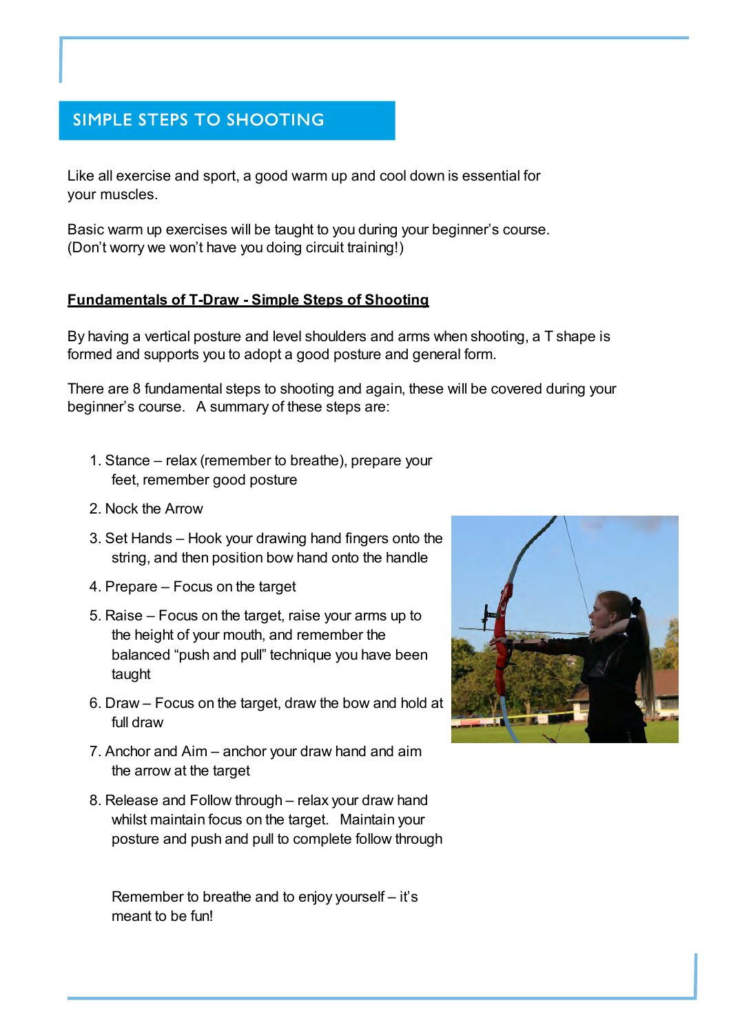## SIMPLE STEPS TO SHOOTING

Like all exercise and sport, a good warm up and cool down is essential for your muscles.

Basic warm up exercises will be taught to you during your beginner's course. (Don't worry we won't have you doing circuit training!)

**Fundamentals of T-Draw - Simple Steps of Shooting**

By having a vertical posture and level shoulders and arms when shooting, a T shape is formed and supports you to adopt a good posture and general form.

There are 8 fundamental steps to shooting and again, these will be covered during your beginner's course. A summary of these steps are:

1. Stance – relax (remember to breathe), prepare your feet, remember good posture
2. Nock the Arrow
3. Set Hands – Hook your drawing hand fingers onto the string, and then position bow hand onto the handle
4. Prepare – Focus on the target
5. Raise – Focus on the target, raise your arms up to the height of your mouth, and remember the balanced "push and pull" technique you have been taught
6. Draw – Focus on the target, draw the bow and hold at full draw
7. Anchor and Aim – anchor your draw hand and aim the arrow at the target
8. Release and Follow through – relax your draw hand whilst maintain focus on the target. Maintain your posture and push and pull to complete follow through

Remember to breathe and to enjoy yourself – it's meant to be fun!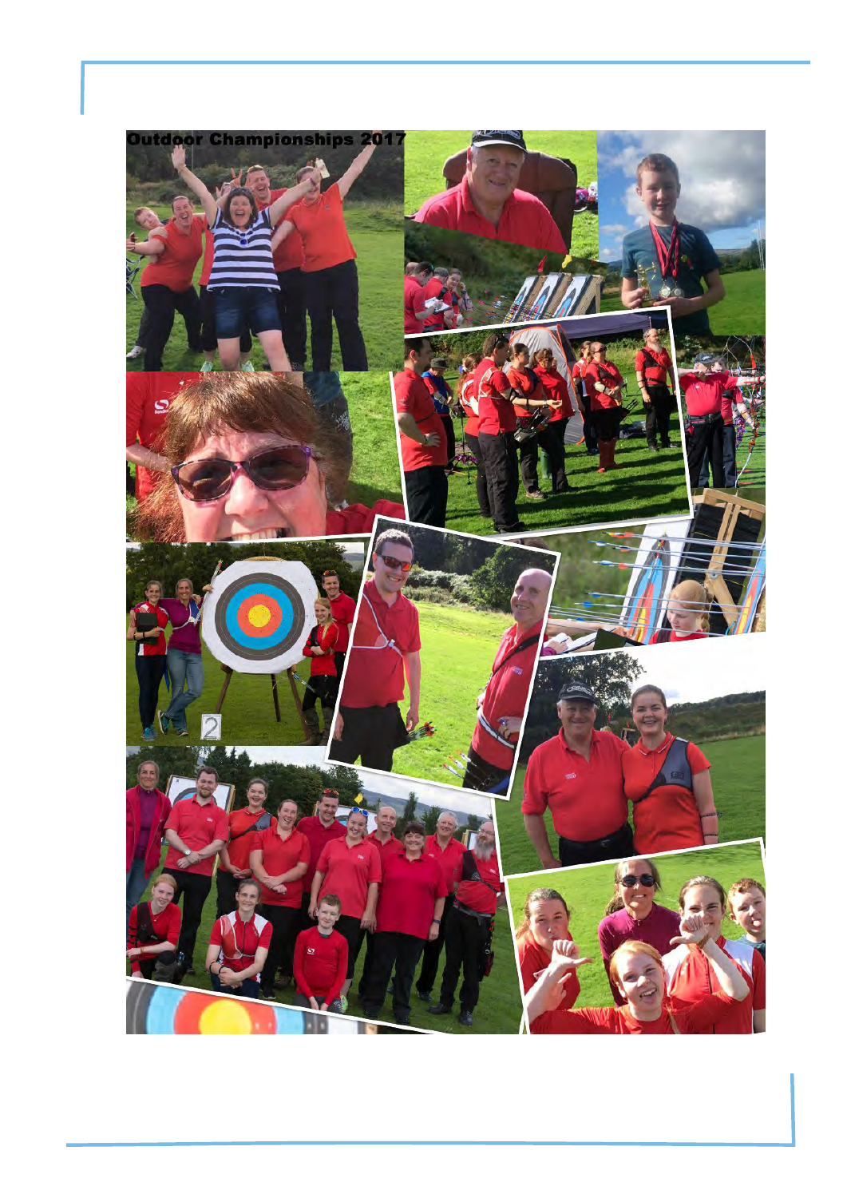Outdoor Championships 2017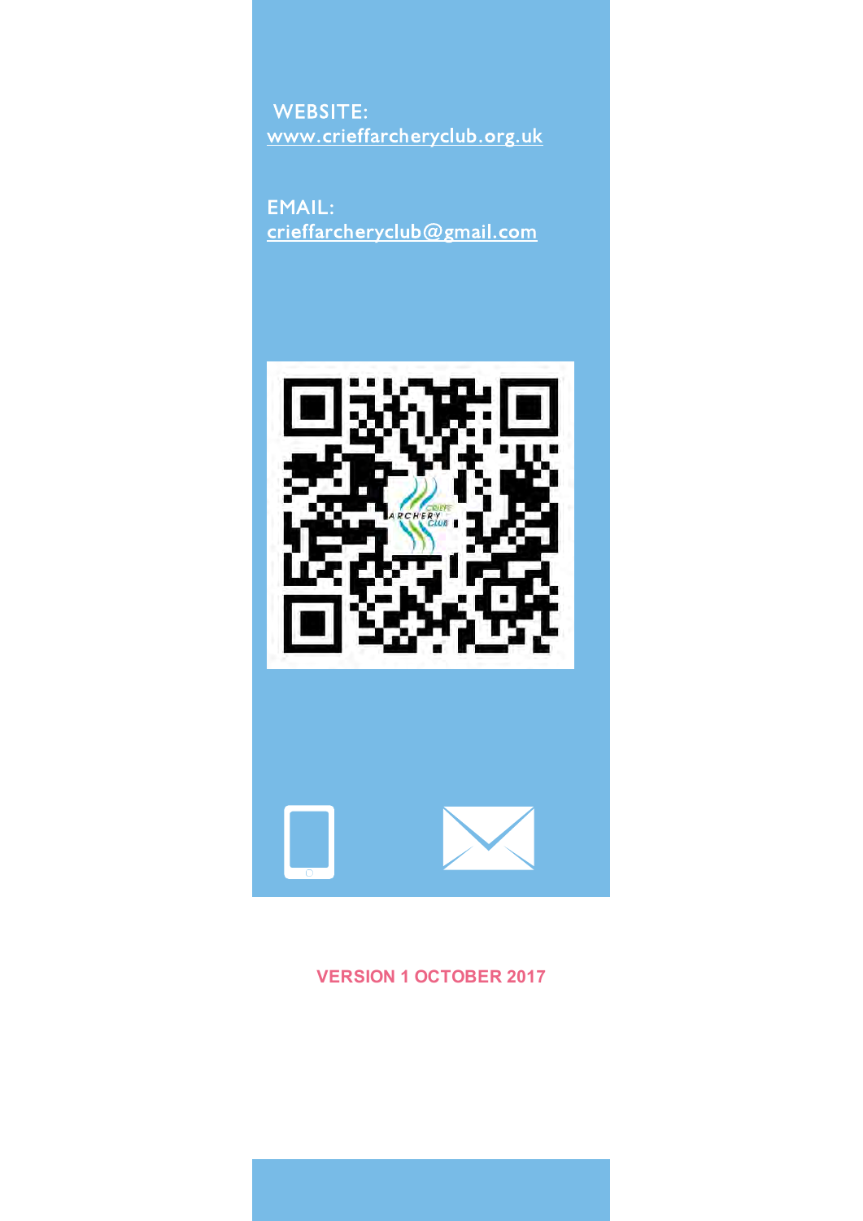WEBSITE:
www.crieffarcheryclub.org.uk

EMAIL:
crieffarcheryclub@gmail.com

**VERSION 1 OCTOBER 2017**